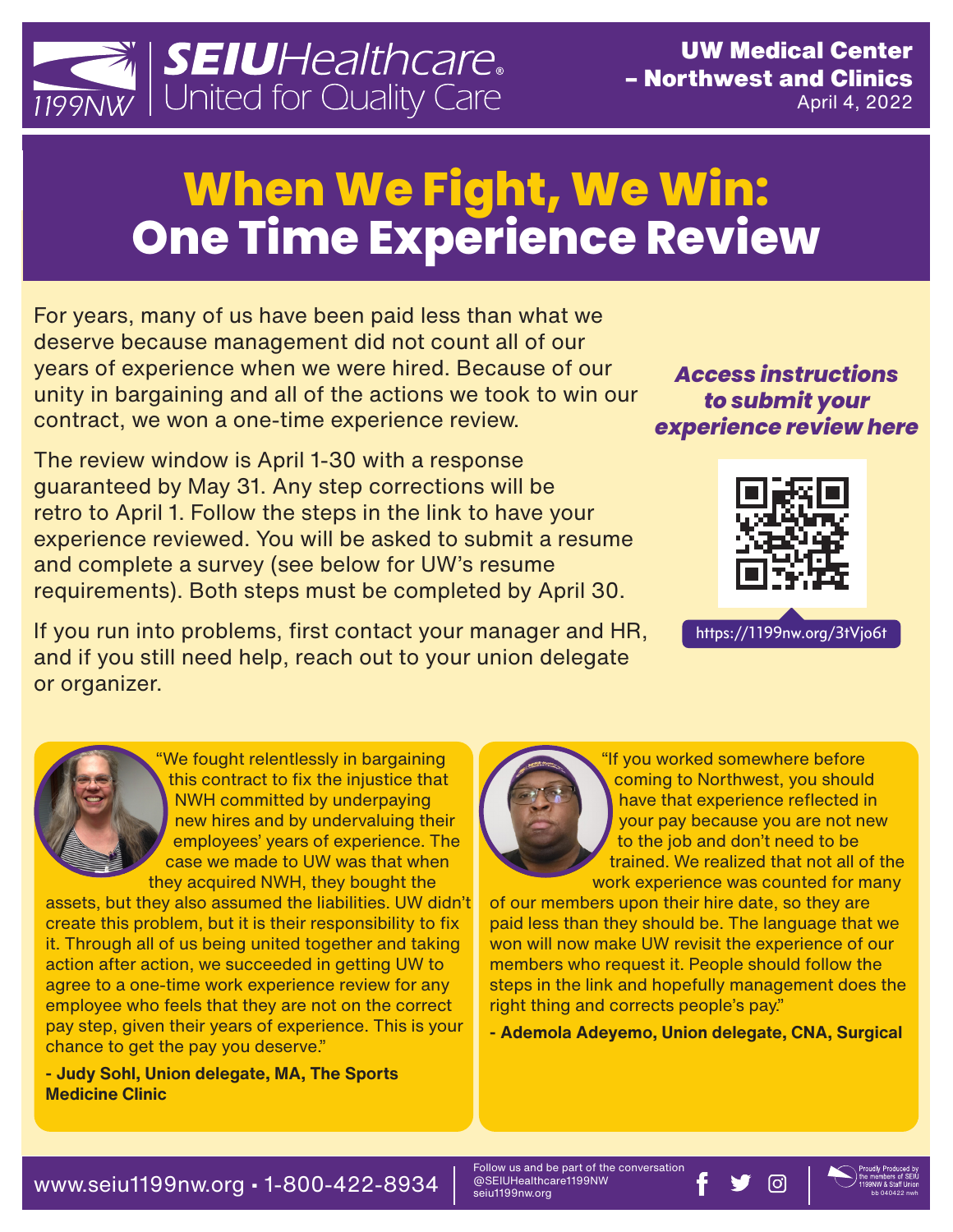SEIU Healthcare 1199NW United for Quality Care

**UW Medical Center – Northwest and Clinics**
April 4, 2022

# When We Fight, We Win: One Time Experience Review

For years, many of us have been paid less than what we deserve because management did not count all of our years of experience when we were hired. Because of our unity in bargaining and all of the actions we took to win our contract, we won a one-time experience review.

The review window is April 1-30 with a response guaranteed by May 31. Any step corrections will be retro to April 1. Follow the steps in the link to have your experience reviewed. You will be asked to submit a resume and complete a survey (see below for UW's resume requirements). Both steps must be completed by April 30.

If you run into problems, first contact your manager and HR, and if you still need help, reach out to your union delegate or organizer.

***Access instructions to submit your experience review here***

https://1199nw.org/3tVjo6t

"We fought relentlessly in bargaining this contract to fix the injustice that NWH committed by underpaying new hires and by undervaluing their employees' years of experience. The case we made to UW was that when they acquired NWH, they bought the assets, but they also assumed the liabilities. UW didn't create this problem, but it is their responsibility to fix it. Through all of us being united together and taking action after action, we succeeded in getting UW to agree to a one-time work experience review for any employee who feels that they are not on the correct pay step, given their years of experience. This is your chance to get the pay you deserve."

**- Judy Sohl, Union delegate, MA, The Sports Medicine Clinic**

"If you worked somewhere before coming to Northwest, you should have that experience reflected in your pay because you are not new to the job and don't need to be trained. We realized that not all of the work experience was counted for many of our members upon their hire date, so they are paid less than they should be. The language that we won will now make UW revisit the experience of our members who request it. People should follow the steps in the link and hopefully management does the right thing and corrects people's pay."

**- Ademola Adeyemo, Union delegate, CNA, Surgical**

www.seiu1199nw.org • 1-800-422-8934

Follow us and be part of the conversation
@SEIUHealthcare1199NW
seiu1199nw.org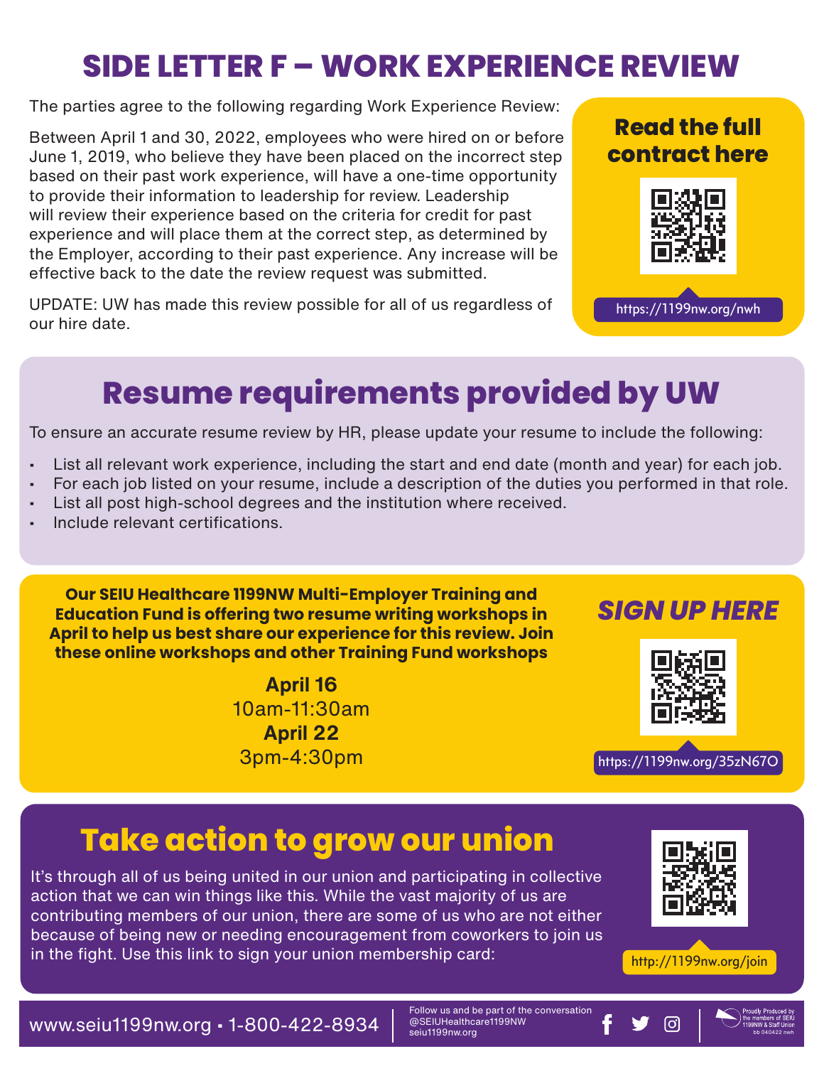# SIDE LETTER F – WORK EXPERIENCE REVIEW

The parties agree to the following regarding Work Experience Review:

Between April 1 and 30, 2022, employees who were hired on or before June 1, 2019, who believe they have been placed on the incorrect step based on their past work experience, will have a one-time opportunity to provide their information to leadership for review. Leadership will review their experience based on the criteria for credit for past experience and will place them at the correct step, as determined by the Employer, according to their past experience. Any increase will be effective back to the date the review request was submitted.

UPDATE: UW has made this review possible for all of us regardless of our hire date.

**Read the full contract here**

https://1199nw.org/nwh

## Resume requirements provided by UW

To ensure an accurate resume review by HR, please update your resume to include the following:

- List all relevant work experience, including the start and end date (month and year) for each job.
- For each job listed on your resume, include a description of the duties you performed in that role.
- List all post high-school degrees and the institution where received.
- Include relevant certifications.

**Our SEIU Healthcare 1199NW Multi-Employer Training and Education Fund is offering two resume writing workshops in April to help us best share our experience for this review. Join these online workshops and other Training Fund workshops**

**April 16**
10am-11:30am
**April 22**
3pm-4:30pm

***SIGN UP HERE***

https://1199nw.org/35zN67O

## Take action to grow our union

It's through all of us being united in our union and participating in collective action that we can win things like this. While the vast majority of us are contributing members of our union, there are some of us who are not either because of being new or needing encouragement from coworkers to join us in the fight. Use this link to sign your union membership card:

http://1199nw.org/join

www.seiu1199nw.org • 1-800-422-8934

Follow us and be part of the conversation
@SEIUHealthcare1199NW
seiu1199nw.org

Proudly Produced by the members of SEIU 1199NW & Staff Union
bb 040422 nwh